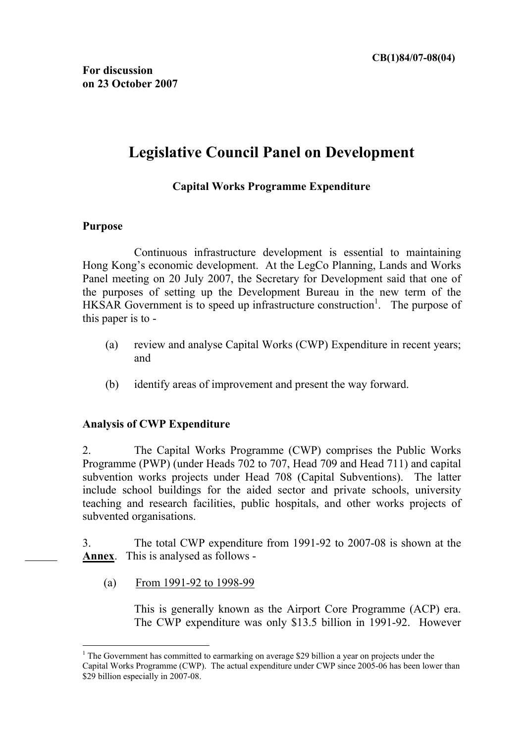CB(1)84/07-08(04)

**For discussion on 23 October 2007**

# Legislative Council Panel on Development

## Capital Works Programme Expenditure

### Purpose

Continuous infrastructure development is essential to maintaining Hong Kong's economic development. At the LegCo Planning, Lands and Works Panel meeting on 20 July 2007, the Secretary for Development said that one of the purposes of setting up the Development Bureau in the new term of the HKSAR Government is to speed up infrastructure construction[1]. The purpose of this paper is to -

(a) review and analyse Capital Works (CWP) Expenditure in recent years; and

(b) identify areas of improvement and present the way forward.

### Analysis of CWP Expenditure

2. The Capital Works Programme (CWP) comprises the Public Works Programme (PWP) (under Heads 702 to 707, Head 709 and Head 711) and capital subvention works projects under Head 708 (Capital Subventions). The latter include school buildings for the aided sector and private schools, university teaching and research facilities, public hospitals, and other works projects of subvented organisations.

3. The total CWP expenditure from 1991-92 to 2007-08 is shown at the **Annex**. This is analysed as follows -

(a) From 1991-92 to 1998-99

This is generally known as the Airport Core Programme (ACP) era. The CWP expenditure was only $13.5 billion in 1991-92. However

[1] The Government has committed to earmarking on average $29 billion a year on projects under the Capital Works Programme (CWP). The actual expenditure under CWP since 2005-06 has been lower than $29 billion especially in 2007-08.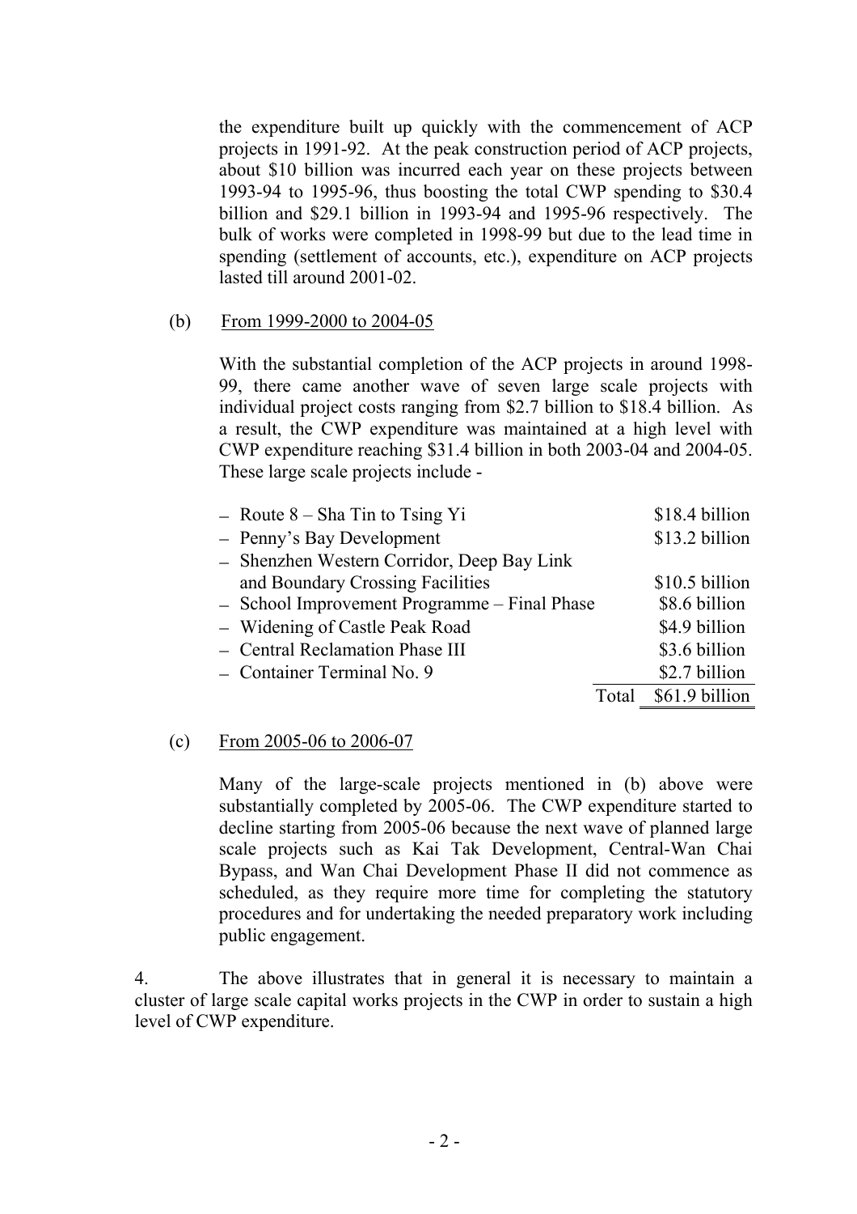the expenditure built up quickly with the commencement of ACP projects in 1991-92. At the peak construction period of ACP projects, about $10 billion was incurred each year on these projects between 1993-94 to 1995-96, thus boosting the total CWP spending to $30.4 billion and $29.1 billion in 1993-94 and 1995-96 respectively. The bulk of works were completed in 1998-99 but due to the lead time in spending (settlement of accounts, etc.), expenditure on ACP projects lasted till around 2001-02.

(b) From 1999-2000 to 2004-05

With the substantial completion of the ACP projects in around 1998-99, there came another wave of seven large scale projects with individual project costs ranging from $2.7 billion to $18.4 billion. As a result, the CWP expenditure was maintained at a high level with CWP expenditure reaching $31.4 billion in both 2003-04 and 2004-05. These large scale projects include -

| Project | Cost |
| --- | --- |
| – Route 8 – Sha Tin to Tsing Yi | $18.4 billion |
| – Penny's Bay Development | $13.2 billion |
| – Shenzhen Western Corridor, Deep Bay Link and Boundary Crossing Facilities | $10.5 billion |
| – School Improvement Programme – Final Phase | $8.6 billion |
| – Widening of Castle Peak Road | $4.9 billion |
| – Central Reclamation Phase III | $3.6 billion |
| – Container Terminal No. 9 | $2.7 billion |
| Total | $61.9 billion |

(c) From 2005-06 to 2006-07

Many of the large-scale projects mentioned in (b) above were substantially completed by 2005-06. The CWP expenditure started to decline starting from 2005-06 because the next wave of planned large scale projects such as Kai Tak Development, Central-Wan Chai Bypass, and Wan Chai Development Phase II did not commence as scheduled, as they require more time for completing the statutory procedures and for undertaking the needed preparatory work including public engagement.

4. The above illustrates that in general it is necessary to maintain a cluster of large scale capital works projects in the CWP in order to sustain a high level of CWP expenditure.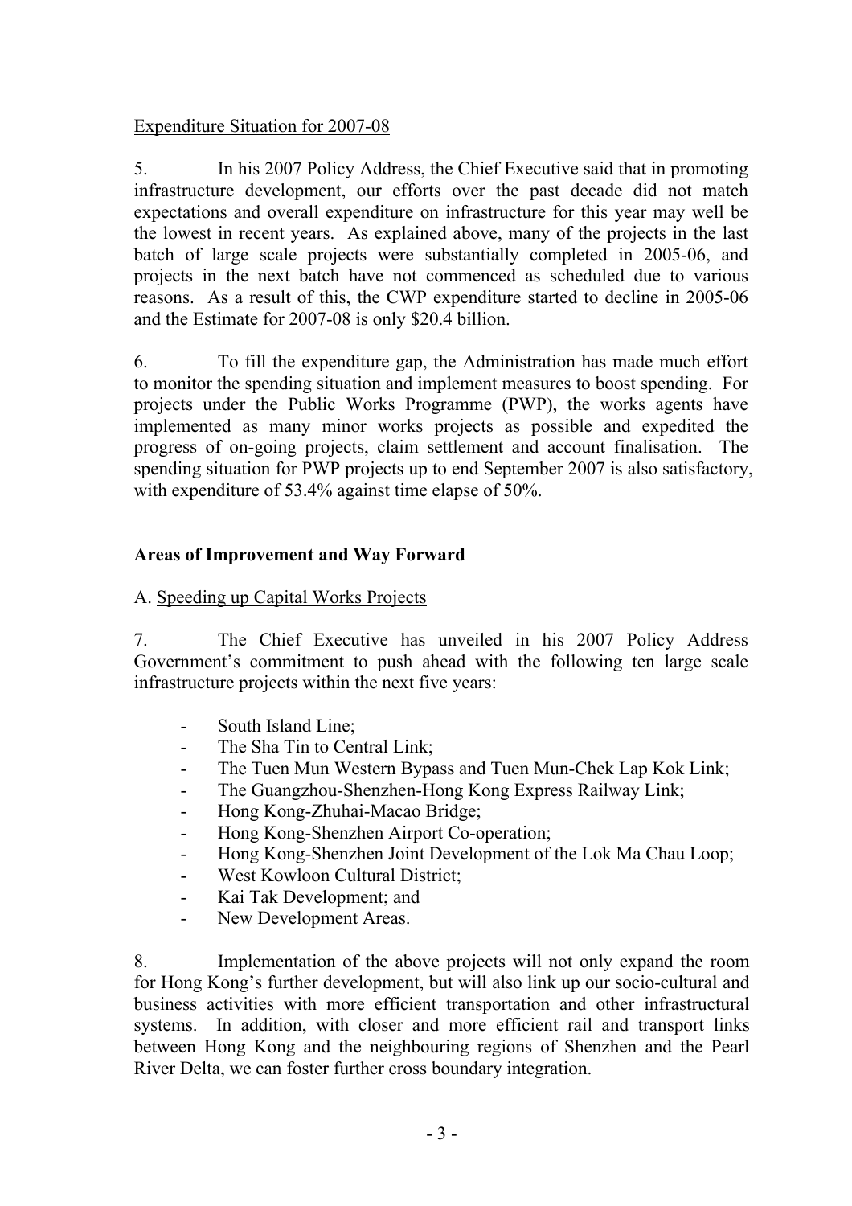Expenditure Situation for 2007-08

5. In his 2007 Policy Address, the Chief Executive said that in promoting infrastructure development, our efforts over the past decade did not match expectations and overall expenditure on infrastructure for this year may well be the lowest in recent years. As explained above, many of the projects in the last batch of large scale projects were substantially completed in 2005-06, and projects in the next batch have not commenced as scheduled due to various reasons. As a result of this, the CWP expenditure started to decline in 2005-06 and the Estimate for 2007-08 is only $20.4 billion.

6. To fill the expenditure gap, the Administration has made much effort to monitor the spending situation and implement measures to boost spending. For projects under the Public Works Programme (PWP), the works agents have implemented as many minor works projects as possible and expedited the progress of on-going projects, claim settlement and account finalisation. The spending situation for PWP projects up to end September 2007 is also satisfactory, with expenditure of 53.4% against time elapse of 50%.

## Areas of Improvement and Way Forward

A. Speeding up Capital Works Projects

7. The Chief Executive has unveiled in his 2007 Policy Address Government's commitment to push ahead with the following ten large scale infrastructure projects within the next five years:

- South Island Line;
- The Sha Tin to Central Link;
- The Tuen Mun Western Bypass and Tuen Mun-Chek Lap Kok Link;
- The Guangzhou-Shenzhen-Hong Kong Express Railway Link;
- Hong Kong-Zhuhai-Macao Bridge;
- Hong Kong-Shenzhen Airport Co-operation;
- Hong Kong-Shenzhen Joint Development of the Lok Ma Chau Loop;
- West Kowloon Cultural District;
- Kai Tak Development; and
- New Development Areas.

8. Implementation of the above projects will not only expand the room for Hong Kong's further development, but will also link up our socio-cultural and business activities with more efficient transportation and other infrastructural systems. In addition, with closer and more efficient rail and transport links between Hong Kong and the neighbouring regions of Shenzhen and the Pearl River Delta, we can foster further cross boundary integration.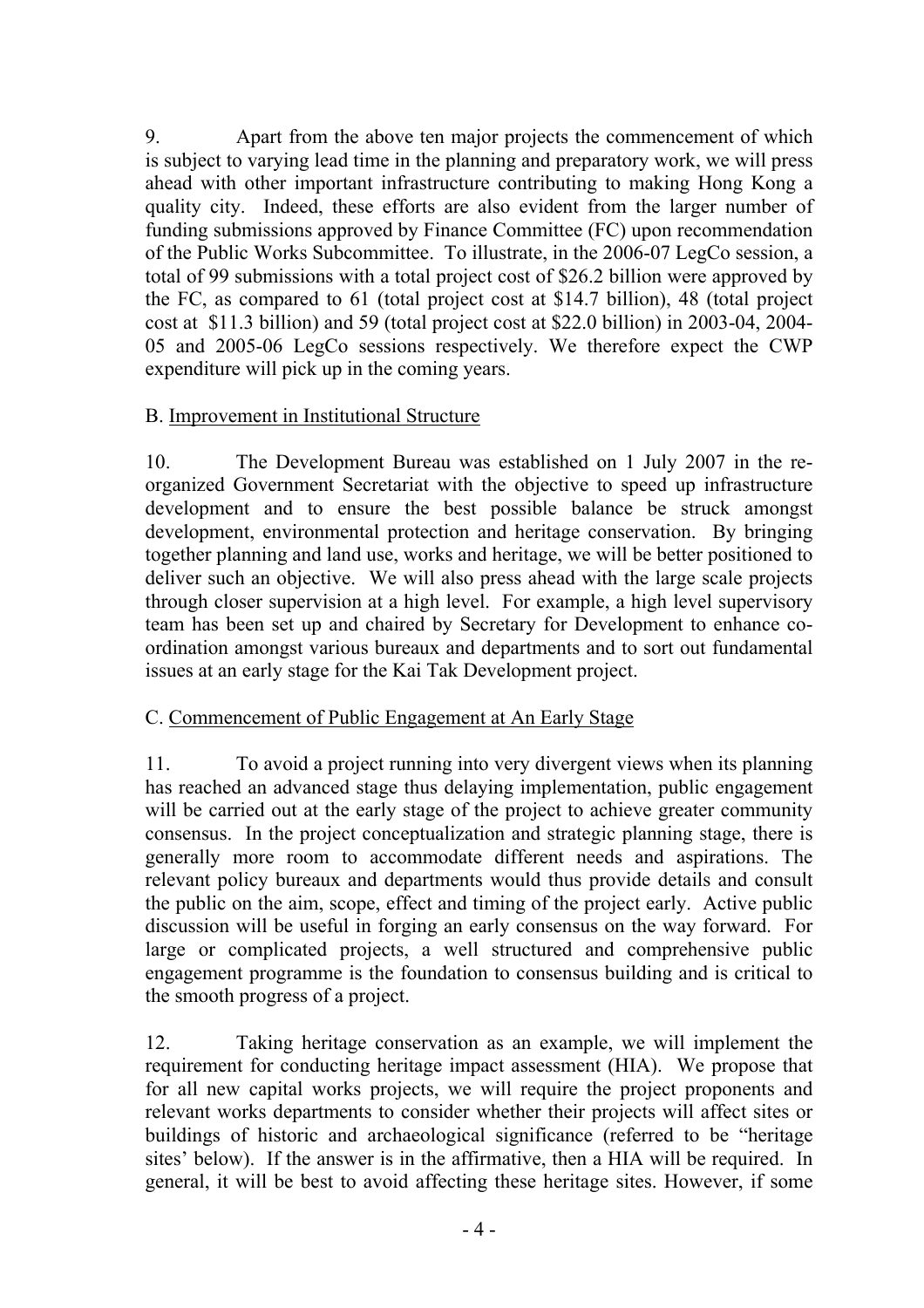9. Apart from the above ten major projects the commencement of which is subject to varying lead time in the planning and preparatory work, we will press ahead with other important infrastructure contributing to making Hong Kong a quality city. Indeed, these efforts are also evident from the larger number of funding submissions approved by Finance Committee (FC) upon recommendation of the Public Works Subcommittee. To illustrate, in the 2006-07 LegCo session, a total of 99 submissions with a total project cost of $26.2 billion were approved by the FC, as compared to 61 (total project cost at $14.7 billion), 48 (total project cost at $11.3 billion) and 59 (total project cost at $22.0 billion) in 2003-04, 2004-05 and 2005-06 LegCo sessions respectively. We therefore expect the CWP expenditure will pick up in the coming years.

B. <u>Improvement in Institutional Structure</u>

10. The Development Bureau was established on 1 July 2007 in the re-organized Government Secretariat with the objective to speed up infrastructure development and to ensure the best possible balance be struck amongst development, environmental protection and heritage conservation. By bringing together planning and land use, works and heritage, we will be better positioned to deliver such an objective. We will also press ahead with the large scale projects through closer supervision at a high level. For example, a high level supervisory team has been set up and chaired by Secretary for Development to enhance co-ordination amongst various bureaux and departments and to sort out fundamental issues at an early stage for the Kai Tak Development project.

C. <u>Commencement of Public Engagement at An Early Stage</u>

11. To avoid a project running into very divergent views when its planning has reached an advanced stage thus delaying implementation, public engagement will be carried out at the early stage of the project to achieve greater community consensus. In the project conceptualization and strategic planning stage, there is generally more room to accommodate different needs and aspirations. The relevant policy bureaux and departments would thus provide details and consult the public on the aim, scope, effect and timing of the project early. Active public discussion will be useful in forging an early consensus on the way forward. For large or complicated projects, a well structured and comprehensive public engagement programme is the foundation to consensus building and is critical to the smooth progress of a project.

12. Taking heritage conservation as an example, we will implement the requirement for conducting heritage impact assessment (HIA). We propose that for all new capital works projects, we will require the project proponents and relevant works departments to consider whether their projects will affect sites or buildings of historic and archaeological significance (referred to be "heritage sites' below). If the answer is in the affirmative, then a HIA will be required. In general, it will be best to avoid affecting these heritage sites. However, if some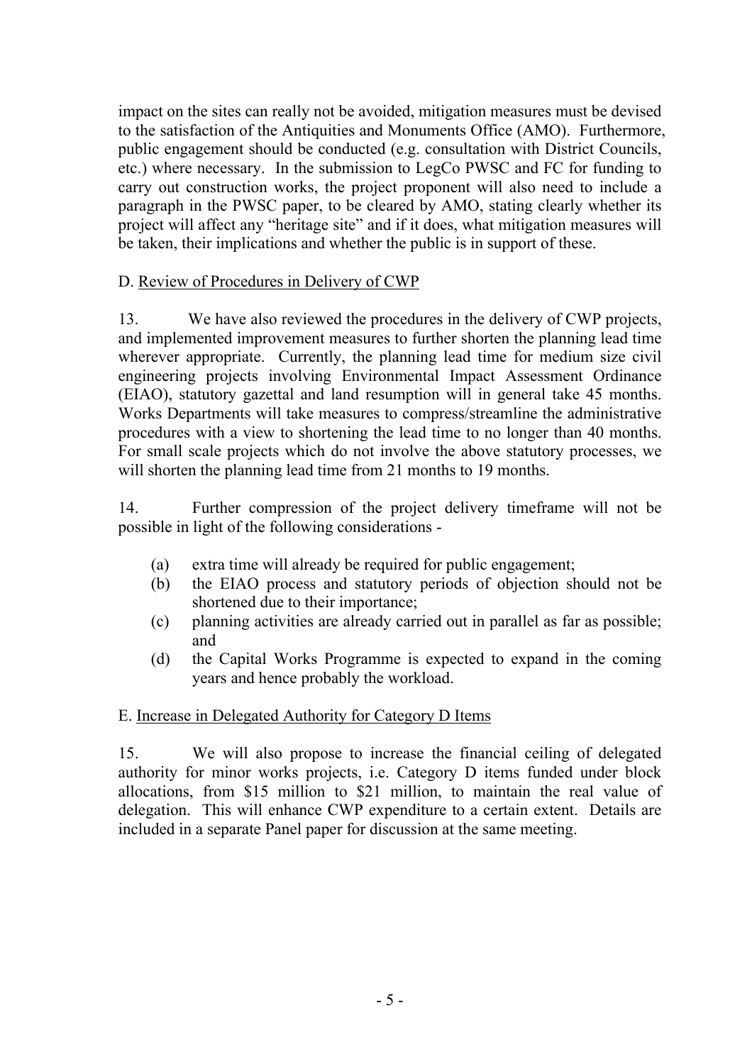impact on the sites can really not be avoided, mitigation measures must be devised to the satisfaction of the Antiquities and Monuments Office (AMO). Furthermore, public engagement should be conducted (e.g. consultation with District Councils, etc.) where necessary. In the submission to LegCo PWSC and FC for funding to carry out construction works, the project proponent will also need to include a paragraph in the PWSC paper, to be cleared by AMO, stating clearly whether its project will affect any "heritage site" and if it does, what mitigation measures will be taken, their implications and whether the public is in support of these.

D. Review of Procedures in Delivery of CWP

13. We have also reviewed the procedures in the delivery of CWP projects, and implemented improvement measures to further shorten the planning lead time wherever appropriate. Currently, the planning lead time for medium size civil engineering projects involving Environmental Impact Assessment Ordinance (EIAO), statutory gazettal and land resumption will in general take 45 months. Works Departments will take measures to compress/streamline the administrative procedures with a view to shortening the lead time to no longer than 40 months. For small scale projects which do not involve the above statutory processes, we will shorten the planning lead time from 21 months to 19 months.

14. Further compression of the project delivery timeframe will not be possible in light of the following considerations -

(a) extra time will already be required for public engagement;
(b) the EIAO process and statutory periods of objection should not be shortened due to their importance;
(c) planning activities are already carried out in parallel as far as possible; and
(d) the Capital Works Programme is expected to expand in the coming years and hence probably the workload.

E. Increase in Delegated Authority for Category D Items

15. We will also propose to increase the financial ceiling of delegated authority for minor works projects, i.e. Category D items funded under block allocations, from $15 million to $21 million, to maintain the real value of delegation. This will enhance CWP expenditure to a certain extent. Details are included in a separate Panel paper for discussion at the same meeting.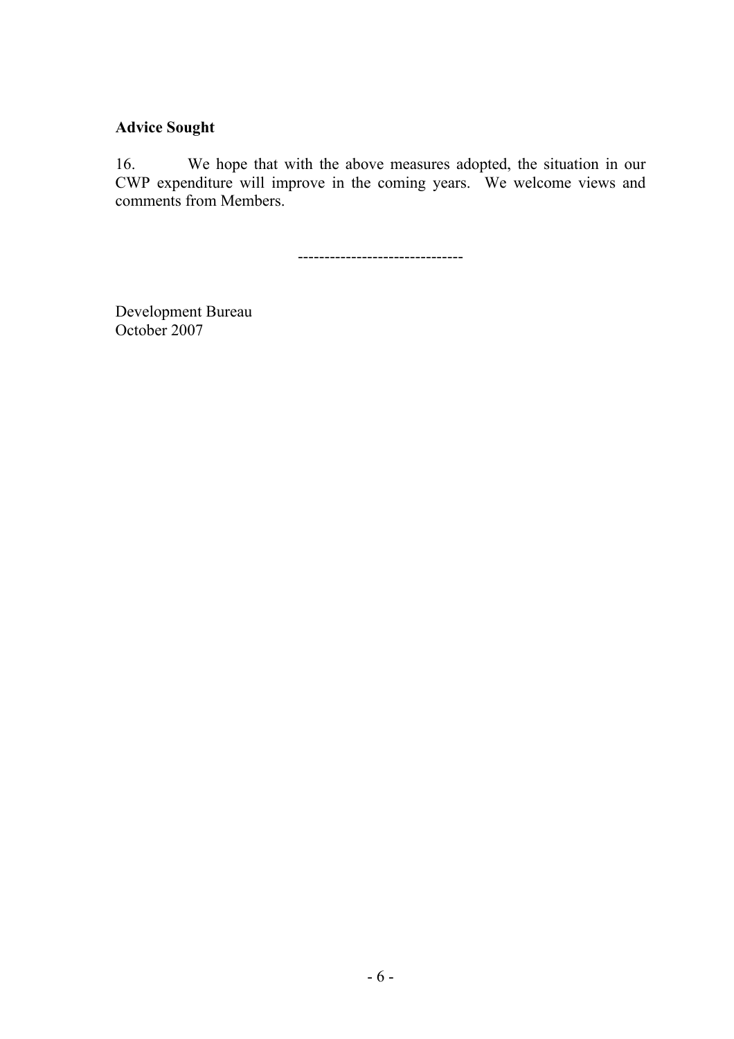**Advice Sought**

16. We hope that with the above measures adopted, the situation in our CWP expenditure will improve in the coming years. We welcome views and comments from Members.

------------------------------

Development Bureau
October 2007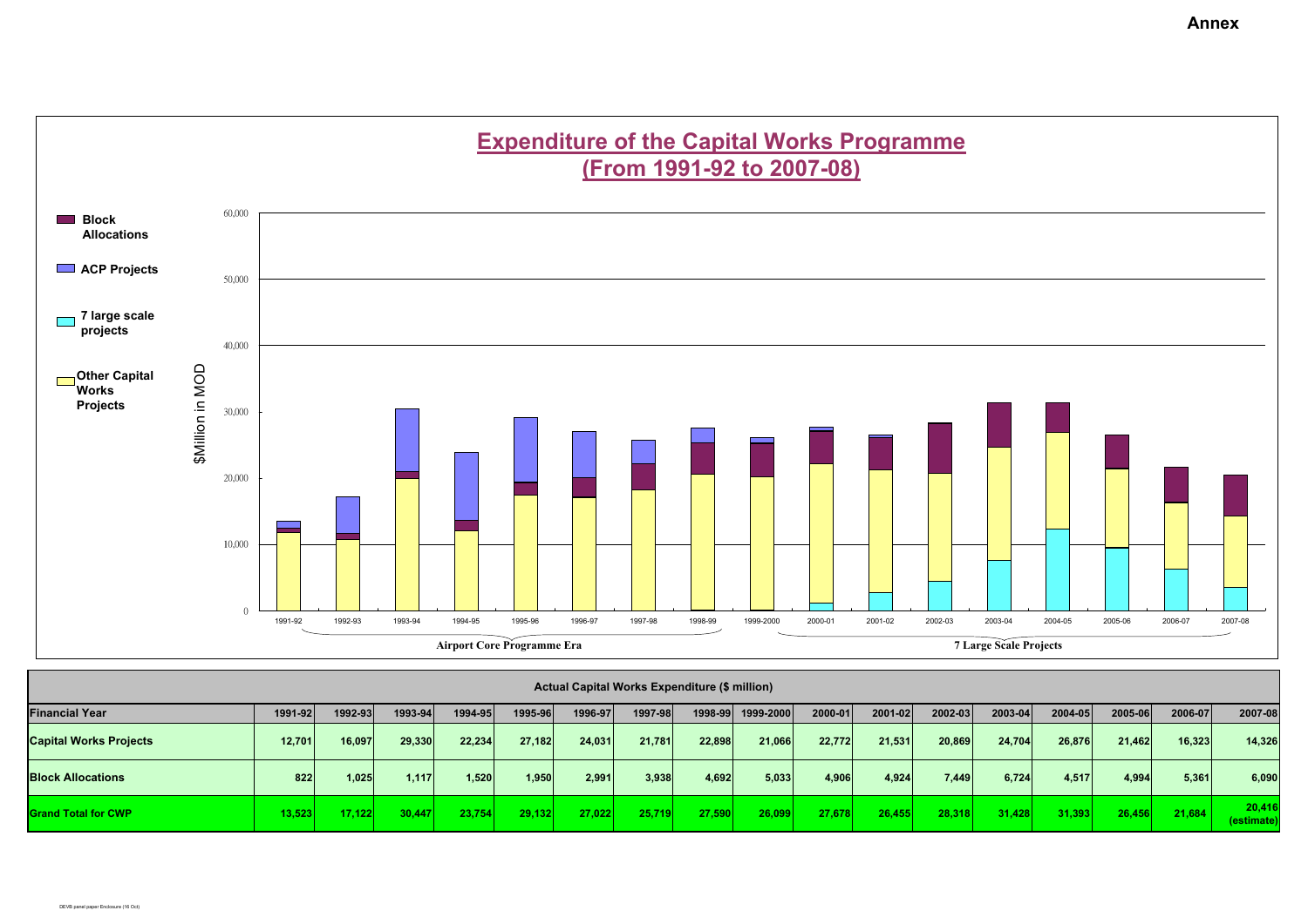**Annex**

## Expenditure of the Capital Works Programme (From 1991-92 to 2007-08)

Block Allocations

ACP Projects

7 large scale projects

Other Capital Works Projects

$Million in MOD

60,000
50,000
40,000
30,000
20,000
10,000
0

1991-92 1992-93 1993-94 1994-95 1995-96 1996-97 1997-98 1998-99 1999-2000 2000-01 2001-02 2002-03 2003-04 2004-05 2005-06 2006-07 2007-08

Airport Core Programme Era

7 Large Scale Projects

| Actual Capital Works Expenditure ($ million) | | | | | | | | | | | | | | | | | |
|---|---|---|---|---|---|---|---|---|---|---|---|---|---|---|---|---|---|
| **Financial Year** | **1991-92** | **1992-93** | **1993-94** | **1994-95** | **1995-96** | **1996-97** | **1997-98** | **1998-99** | **1999-2000** | **2000-01** | **2001-02** | **2002-03** | **2003-04** | **2004-05** | **2005-06** | **2006-07** | **2007-08** |
| **Capital Works Projects** | **12,701** | **16,097** | **29,330** | **22,234** | **27,182** | **24,031** | **21,781** | **22,898** | **21,066** | **22,772** | **21,531** | **20,869** | **24,704** | **26,876** | **21,462** | **16,323** | **14,326** |
| **Block Allocations** | **822** | **1,025** | **1,117** | **1,520** | **1,950** | **2,991** | **3,938** | **4,692** | **5,033** | **4,906** | **4,924** | **7,449** | **6,724** | **4,517** | **4,994** | **5,361** | **6,090** |
| **Grand Total for CWP** | **13,523** | **17,122** | **30,447** | **23,754** | **29,132** | **27,022** | **25,719** | **27,590** | **26,099** | **27,678** | **26,455** | **28,318** | **31,428** | **31,393** | **26,456** | **21,684** | **20,416 (estimate)** |

DEVB panel paper Enclosure (16 Oct)